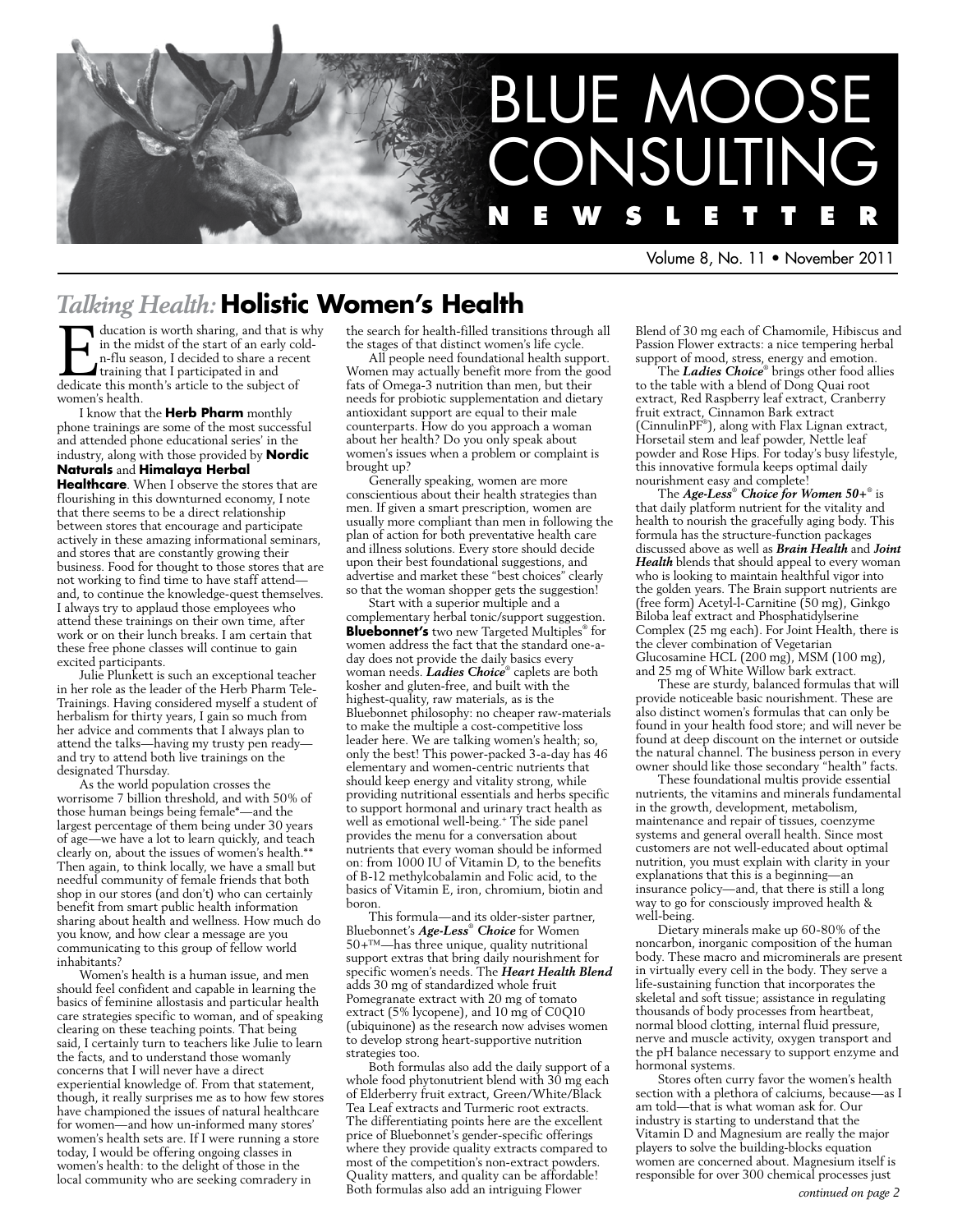# BLUE MOOSE CONSULTING NEWSLETTER

Volume 8, No. 11 • November 2011

## *Talking Health:* Holistic Women's Health

Education is worth sharing, and that is why in the midst of the start of an early cold-n-flu season, I decided to share a recent training that I participated in and dedicate this month's article to the subject of women's health.

I know that the **Herb Pharm** monthly phone trainings are some of the most successful and attended phone educational series' in the industry, along with those provided by **Nordic Naturals** and **Himalaya Herbal Healthcare**. When I observe the stores that are flourishing in this downturned economy, I note that there seems to be a direct relationship between stores that encourage and participate actively in these amazing informational seminars, and stores that are constantly growing their business. Food for thought to those stores that are not working to find time to have staff attend—and, to continue the knowledge-quest themselves. I always try to applaud those employees who attend these trainings on their own time, after work or on their lunch breaks. I am certain that these free phone classes will continue to gain excited participants.

Julie Plunkett is such an exceptional teacher in her role as the leader of the Herb Pharm Tele-Trainings. Having considered myself a student of herbalism for thirty years, I gain so much from her advice and comments that I always plan to attend the talks—having my trusty pen ready—and try to attend both live trainings on the designated Thursday.

As the world population crosses the worrisome 7 billion threshold, and with 50% of those human beings being female*—and the largest percentage of them being under 30 years of age—we have a lot to learn quickly, and teach clearly on, about the issues of women's health.** Then again, to think locally, we have a small but needful community of female friends that both shop in our stores (and don't) who can certainly benefit from smart public health information sharing about health and wellness. How much do you know, and how clear a message are you communicating to this group of fellow world inhabitants?

Women's health is a human issue, and men should feel confident and capable in learning the basics of feminine allostasis and particular health care strategies specific to woman, and of speaking clearing on these teaching points. That being said, I certainly turn to teachers like Julie to learn the facts, and to understand those womanly concerns that I will never have a direct experiential knowledge of. From that statement, though, it really surprises me as to how few stores have championed the issues of natural healthcare for women—and how un-informed many stores' women's health sets are. If I were running a store today, I would be offering ongoing classes in women's health: to the delight of those in the local community who are seeking comradery in the search for health-filled transitions through all the stages of that distinct women's life cycle.

All people need foundational health support. Women may actually benefit more from the good fats of Omega-3 nutrition than men, but their needs for probiotic supplementation and dietary antioxidant support are equal to their male counterparts. How do you approach a woman about her health? Do you only speak about women's issues when a problem or complaint is brought up?

Generally speaking, women are more conscientious about their health strategies than men. If given a smart prescription, women are usually more compliant than men in following the plan of action for both preventative health care and illness solutions. Every store should decide upon their best foundational suggestions, and advertise and market these "best choices" clearly so that the woman shopper gets the suggestion!

Start with a superior multiple and a complementary herbal tonic/support suggestion. **Bluebonnet's** two new Targeted Multiples® for women address the fact that the standard one-a-day does not provide the daily basics every woman needs. ***Ladies Choice***® caplets are both kosher and gluten-free, and built with the highest-quality, raw materials, as is the Bluebonnet philosophy: no cheaper raw-materials to make the multiple a cost-competitive loss leader here. We are talking women's health; so, only the best! This power-packed 3-a-day has 46 elementary and women-centric nutrients that should keep energy and vitality strong, while providing nutritional essentials and herbs specific to support hormonal and urinary tract health as well as emotional well-being.+ The side panel provides the menu for a conversation about nutrients that every woman should be informed on: from 1000 IU of Vitamin D, to the benefits of B-12 methylcobalamin and Folic acid, to the basics of Vitamin E, iron, chromium, biotin and boron.

This formula—and its older-sister partner, Bluebonnet's ***Age-Less***® ***Choice*** for Women 50+™—has three unique, quality nutritional support extras that bring daily nourishment for specific women's needs. The ***Heart Health Blend*** adds 30 mg of standardized whole fruit Pomegranate extract with 20 mg of tomato extract (5% lycopene), and 10 mg of C0Q10 (ubiquinone) as the research now advises women to develop strong heart-supportive nutrition strategies too.

Both formulas also add the daily support of a whole food phytonutrient blend with 30 mg each of Elderberry fruit extract, Green/White/Black Tea Leaf extracts and Turmeric root extracts. The differentiating points here are the excellent price of Bluebonnet's gender-specific offerings where they provide quality extracts compared to most of the competition's non-extract powders. Quality matters, and quality can be affordable! Both formulas also add an intriguing Flower Blend of 30 mg each of Chamomile, Hibiscus and Passion Flower extracts: a nice tempering herbal support of mood, stress, energy and emotion.

The ***Ladies Choice***® brings other food allies to the table with a blend of Dong Quai root extract, Red Raspberry leaf extract, Cranberry fruit extract, Cinnamon Bark extract (CinnulinPF®), along with Flax Lignan extract, Horsetail stem and leaf powder, Nettle leaf powder and Rose Hips. For today's busy lifestyle, this innovative formula keeps optimal daily nourishment easy and complete!

The ***Age-Less***® ***Choice for Women 50+***® is that daily platform nutrient for the vitality and health to nourish the gracefully aging body. This formula has the structure-function packages discussed above as well as ***Brain Health*** and ***Joint Health*** blends that should appeal to every woman who is looking to maintain healthful vigor into the golden years. The Brain support nutrients are (free form) Acetyl-l-Carnitine (50 mg), Ginkgo Biloba leaf extract and Phosphatidylserine Complex (25 mg each). For Joint Health, there is the clever combination of Vegetarian Glucosamine HCL (200 mg), MSM (100 mg), and 25 mg of White Willow bark extract.

These are sturdy, balanced formulas that will provide noticeable basic nourishment. These are also distinct women's formulas that can only be found in your health food store; and will never be found at deep discount on the internet or outside the natural channel. The business person in every owner should like those secondary "health" facts.

These foundational multis provide essential nutrients, the vitamins and minerals fundamental in the growth, development, metabolism, maintenance and repair of tissues, coenzyme systems and general overall health. Since most customers are not well-educated about optimal nutrition, you must explain with clarity in your explanations that this is a beginning—an insurance policy—and, that there is still a long way to go for consciously improved health & well-being.

Dietary minerals make up 60-80% of the noncarbon, inorganic composition of the human body. These macro and microminerals are present in virtually every cell in the body. They serve a life-sustaining function that incorporates the skeletal and soft tissue; assistance in regulating thousands of body processes from heartbeat, normal blood clotting, internal fluid pressure, nerve and muscle activity, oxygen transport and the pH balance necessary to support enzyme and hormonal systems.

Stores often curry favor the women's health section with a plethora of calciums, because—as I am told—that is what woman ask for. Our industry is starting to understand that the Vitamin D and Magnesium are really the major players to solve the building-blocks equation women are concerned about. Magnesium itself is responsible for over 300 chemical processes just

*continued on page 2*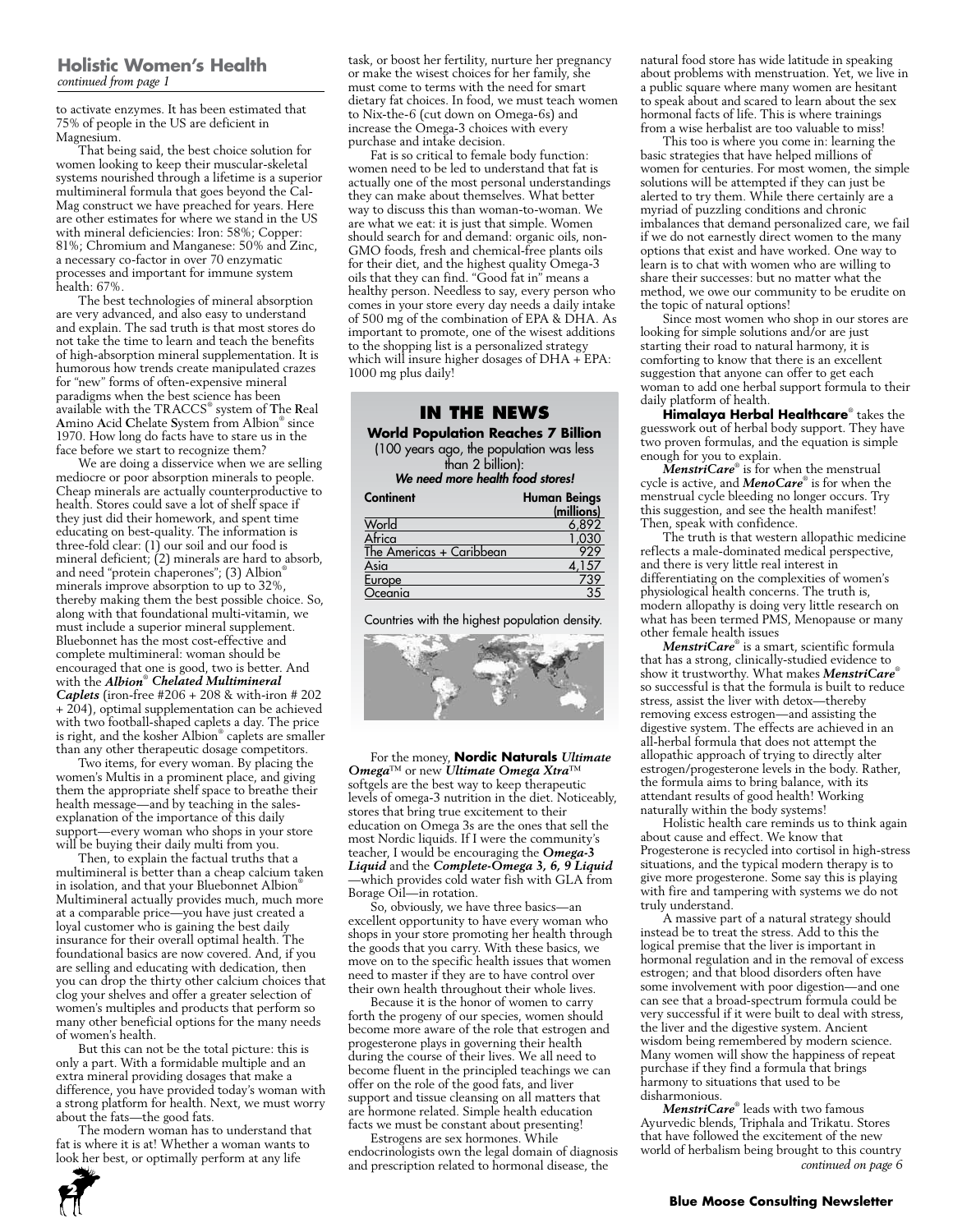## Holistic Women's Health

*continued from page 1*

to activate enzymes. It has been estimated that 75% of people in the US are deficient in Magnesium.

That being said, the best choice solution for women looking to keep their muscular-skeletal systems nourished through a lifetime is a superior multimineral formula that goes beyond the Cal-Mag construct we have preached for years. Here are other estimates for where we stand in the US with mineral deficiencies: Iron: 58%; Copper: 81%; Chromium and Manganese: 50% and Zinc, a necessary co-factor in over 70 enzymatic processes and important for immune system health: 67%.

The best technologies of mineral absorption are very advanced, and also easy to understand and explain. The sad truth is that most stores do not take the time to learn and teach the benefits of high-absorption mineral supplementation. It is humorous how trends create manipulated crazes for "new" forms of often-expensive mineral paradigms when the best science has been available with the TRACCS® system of **T**he **R**eal **A**mino **A**cid **C**helate **S**ystem from Albion® since 1970. How long do facts have to stare us in the face before we start to recognize them?

We are doing a disservice when we are selling mediocre or poor absorption minerals to people. Cheap minerals are actually counterproductive to health. Stores could save a lot of shelf space if they just did their homework, and spent time educating on best-quality. The information is three-fold clear: (1) our soil and our food is mineral deficient; (2) minerals are hard to absorb, and need "protein chaperones"; (3) Albion® minerals improve absorption to up to 32%, thereby making them the best possible choice. So, along with that foundational multi-vitamin, we must include a superior mineral supplement. Bluebonnet has the most cost-effective and complete multimineral: woman should be encouraged that one is good, two is better. And with the ***Albion® Chelated Multimineral Caplets*** (iron-free #206 + 208 & with-iron # 202 + 204), optimal supplementation can be achieved with two football-shaped caplets a day. The price is right, and the kosher Albion® caplets are smaller than any other therapeutic dosage competitors.

Two items, for every woman. By placing the women's Multis in a prominent place, and giving them the appropriate shelf space to breathe their health message—and by teaching in the sales-explanation of the importance of this daily support—every woman who shops in your store will be buying their daily multi from you.

Then, to explain the factual truths that a multimineral is better than a cheap calcium taken in isolation, and that your Bluebonnet Albion® Multimineral actually provides much, much more at a comparable price—you have just created a loyal customer who is gaining the best daily insurance for their overall optimal health. The foundational basics are now covered. And, if you are selling and educating with dedication, then you can drop the thirty other calcium choices that clog your shelves and offer a greater selection of women's multiples and products that perform so many other beneficial options for the many needs of women's health.

But this can not be the total picture: this is only a part. With a formidable multiple and an extra mineral providing dosages that make a difference, you have provided today's woman with a strong platform for health. Next, we must worry about the fats—the good fats.

The modern woman has to understand that fat is where it is at! Whether a woman wants to look her best, or optimally perform at any life task, or boost her fertility, nurture her pregnancy or make the wisest choices for her family, she must come to terms with the need for smart dietary fat choices. In food, we must teach women to Nix-the-6 (cut down on Omega-6s) and increase the Omega-3 choices with every purchase and intake decision.

Fat is so critical to female body function: women need to be led to understand that fat is actually one of the most personal understandings they can make about themselves. What better way to discuss this than woman-to-woman. We are what we eat: it is just that simple. Women should search for and demand: organic oils, non-GMO foods, fresh and chemical-free plants oils for their diet, and the highest quality Omega-3 oils that they can find. "Good fat in" means a healthy person. Needless to say, every person who comes in your store every day needs a daily intake of 500 mg of the combination of EPA & DHA. As important to promote, one of the wisest additions to the shopping list is a personalized strategy which will insure higher dosages of DHA + EPA: 1000 mg plus daily!

### IN THE NEWS

**World Population Reaches 7 Billion**

(100 years ago, the population was less than 2 billion):

***We need more health food stores!***

| Continent | Human Beings (millions) |
|---|---|
| World | 6,892 |
| Africa | 1,030 |
| The Americas + Caribbean | 929 |
| Asia | 4,157 |
| Europe | 739 |
| Oceania | 35 |

Countries with the highest population density.

For the money, **Nordic Naturals *Ultimate Omega***™ or new ***Ultimate Omega Xtra***™ softgels are the best way to keep therapeutic levels of omega-3 nutrition in the diet. Noticeably, stores that bring true excitement to their education on Omega 3s are the ones that sell the most Nordic liquids. If I were the community's teacher, I would be encouraging the ***Omega-3 Liquid*** and the ***Complete-Omega 3, 6, 9 Liquid***—which provides cold water fish with GLA from Borage Oil—in rotation.

So, obviously, we have three basics—an excellent opportunity to have every woman who shops in your store promoting her health through the goods that you carry. With these basics, we move on to the specific health issues that women need to master if they are to have control over their own health throughout their whole lives.

Because it is the honor of women to carry forth the progeny of our species, women should become more aware of the role that estrogen and progesterone plays in governing their health during the course of their lives. We all need to become fluent in the principled teachings we can offer on the role of the good fats, and liver support and tissue cleansing on all matters that are hormone related. Simple health education facts we must be constant about presenting!

Estrogens are sex hormones. While endocrinologists own the legal domain of diagnosis and prescription related to hormonal disease, the natural food store has wide latitude in speaking about problems with menstruation. Yet, we live in a public square where many women are hesitant to speak about and scared to learn about the sex hormonal facts of life. This is where trainings from a wise herbalist are too valuable to miss!

This too is where you come in: learning the basic strategies that have helped millions of women for centuries. For most women, the simple solutions will be attempted if they can just be alerted to try them. While there certainly are a myriad of puzzling conditions and chronic imbalances that demand personalized care, we fail if we do not earnestly direct women to the many options that exist and have worked. One way to learn is to chat with women who are willing to share their successes: but no matter what the method, we owe our community to be erudite on the topic of natural options!

Since most women who shop in our stores are looking for simple solutions and/or are just starting their road to natural harmony, it is comforting to know that there is an excellent suggestion that anyone can offer to get each woman to add one herbal support formula to their daily platform of health.

**Himalaya Herbal Healthcare**® takes the guesswork out of herbal body support. They have two proven formulas, and the equation is simple enough for you to explain.

***MenstriCare***® is for when the menstrual cycle is active, and ***MenoCare***® is for when the menstrual cycle bleeding no longer occurs. Try this suggestion, and see the health manifest! Then, speak with confidence.

The truth is that western allopathic medicine reflects a male-dominated medical perspective, and there is very little real interest in differentiating on the complexities of women's physiological health concerns. The truth is, modern allopathy is doing very little research on what has been termed PMS, Menopause or many other female health issues

***MenstriCare***® is a smart, scientific formula that has a strong, clinically-studied evidence to show it trustworthy. What makes ***MenstriCare***® so successful is that the formula is built to reduce stress, assist the liver with detox—thereby removing excess estrogen—and assisting the digestive system. The effects are achieved in an all-herbal formula that does not attempt the allopathic approach of trying to directly alter estrogen/progesterone levels in the body. Rather, the formula aims to bring balance, with its attendant results of good health! Working naturally within the body systems!

Holistic health care reminds us to think again about cause and effect. We know that Progesterone is recycled into cortisol in high-stress situations, and the typical modern therapy is to give more progesterone. Some say this is playing with fire and tampering with systems we do not truly understand.

A massive part of a natural strategy should instead be to treat the stress. Add to this the logical premise that the liver is important in hormonal regulation and in the removal of excess estrogen; and that blood disorders often have some involvement with poor digestion—and one can see that a broad-spectrum formula could be very successful if it were built to deal with stress, the liver and the digestive system. Ancient wisdom being remembered by modern science. Many women will show the happiness of repeat purchase if they find a formula that brings harmony to situations that used to be disharmonious.

***MenstriCare***® leads with two famous Ayurvedic blends, Triphala and Trikatu. Stores that have followed the excitement of the new world of herbalism being brought to this country

*continued on page 6*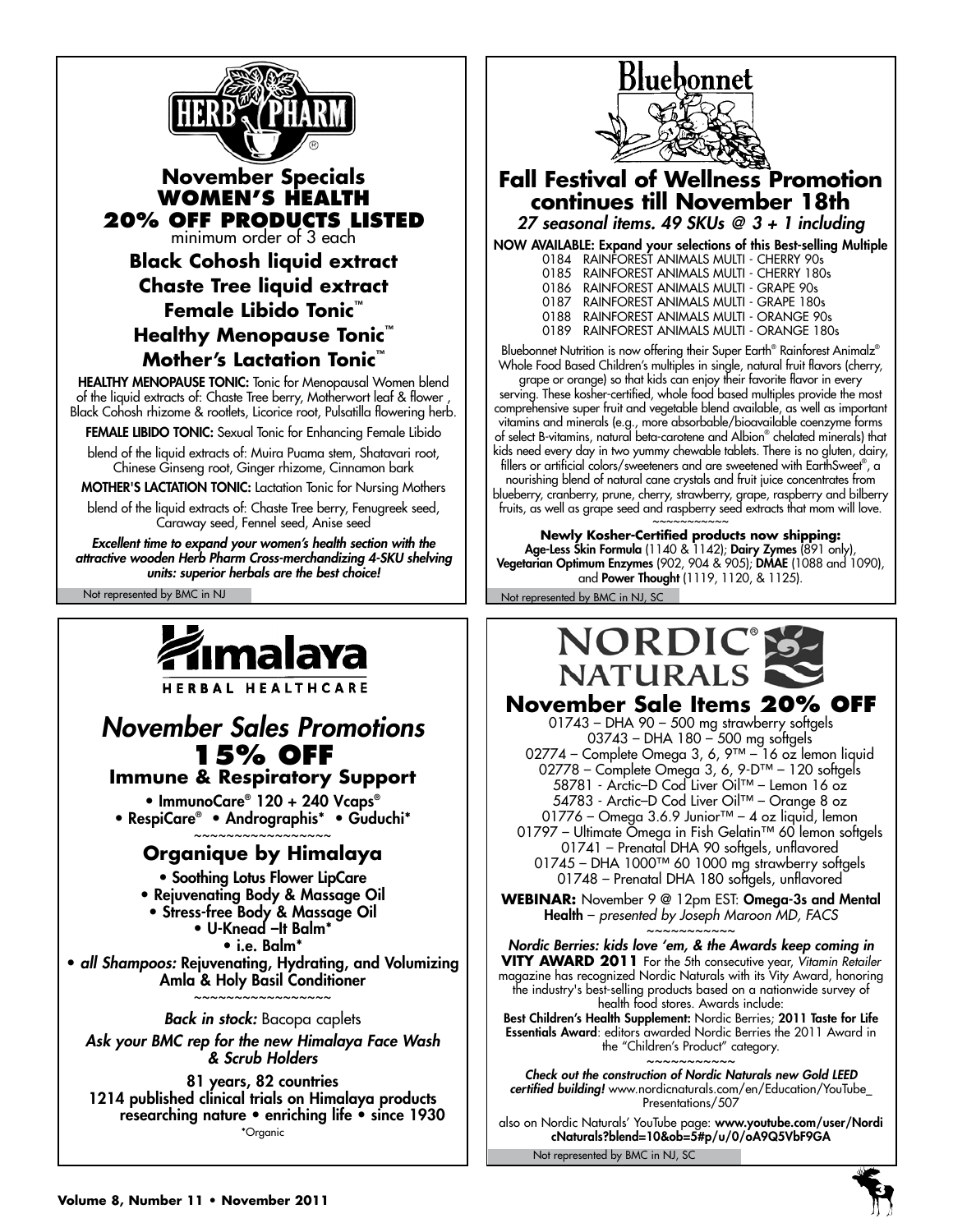# HERB PHARM

## November Specials
## WOMEN'S HEALTH
## 20% OFF PRODUCTS LISTED

minimum order of 3 each

**Black Cohosh liquid extract**
**Chaste Tree liquid extract**
**Female Libido Tonic™**
**Healthy Menopause Tonic™**
**Mother's Lactation Tonic™**

**HEALTHY MENOPAUSE TONIC:** Tonic for Menopausal Women blend of the liquid extracts of: Chaste Tree berry, Motherwort leaf & flower , Black Cohosh rhizome & rootlets, Licorice root, Pulsatilla flowering herb.

**FEMALE LIBIDO TONIC:** Sexual Tonic for Enhancing Female Libido

blend of the liquid extracts of: Muira Puama stem, Shatavari root, Chinese Ginseng root, Ginger rhizome, Cinnamon bark

**MOTHER'S LACTATION TONIC:** Lactation Tonic for Nursing Mothers

blend of the liquid extracts of: Chaste Tree berry, Fenugreek seed, Caraway seed, Fennel seed, Anise seed

***Excellent time to expand your women's health section with the attractive wooden Herb Pharm Cross-merchandizing 4-SKU shelving units: superior herbals are the best choice!***

Not represented by BMC in NJ

# Bluebonnet

## Fall Festival of Wellness Promotion continues till November 18th

*27 seasonal items. 49 SKUs @ 3 + 1 including*

**NOW AVAILABLE: Expand your selections of this Best-selling Multiple**

0184 RAINFOREST ANIMALS MULTI - CHERRY 90s
0185 RAINFOREST ANIMALS MULTI - CHERRY 180s
0186 RAINFOREST ANIMALS MULTI - GRAPE 90s
0187 RAINFOREST ANIMALS MULTI - GRAPE 180s
0188 RAINFOREST ANIMALS MULTI - ORANGE 90s
0189 RAINFOREST ANIMALS MULTI - ORANGE 180s

Bluebonnet Nutrition is now offering their Super Earth® Rainforest Animalz® Whole Food Based Children's multiples in single, natural fruit flavors (cherry, grape or orange) so that kids can enjoy their favorite flavor in every serving. These kosher-certified, whole food based multiples provide the most comprehensive super fruit and vegetable blend available, as well as important vitamins and minerals (e.g., more absorbable/bioavailable coenzyme forms of select B-vitamins, natural beta-carotene and Albion® chelated minerals) that kids need every day in two yummy chewable tablets. There is no gluten, dairy, fillers or artificial colors/sweeteners and are sweetened with EarthSweet®, a nourishing blend of natural cane crystals and fruit juice concentrates from blueberry, cranberry, prune, cherry, strawberry, grape, raspberry and bilberry fruits, as well as grape seed and raspberry seed extracts that mom will love.

~~~~~~~~~~~

**Newly Kosher-Certified products now shipping:**
**Age-Less Skin Formula** (1140 & 1142); **Dairy Zymes** (891 only), **Vegetarian Optimum Enzymes** (902, 904 & 905); **DMAE** (1088 and 1090), and **Power Thought** (1119, 1120, & 1125).

Not represented by BMC in NJ, SC

# Himalaya HERBAL HEALTHCARE

## *November Sales Promotions*
## 15% OFF
### Immune & Respiratory Support

- ImmunoCare® 120 + 240 Vcaps®
- RespiCare® • Andrographis* • Guduchi*

~~~~~~~~~~~~~~~~~

### Organique by Himalaya

- Soothing Lotus Flower LipCare
- Rejuvenating Body & Massage Oil
- Stress-free Body & Massage Oil
- U-Knead –It Balm*
- i.e. Balm*
- *all Shampoos:* Rejuvenating, Hydrating, and Volumizing Amla & Holy Basil Conditioner

~~~~~~~~~~~~~~~~~

***Back in stock:*** Bacopa caplets

***Ask your BMC rep for the new Himalaya Face Wash & Scrub Holders***

**81 years, 82 countries**
**1214 published clinical trials on Himalaya products**
**researching nature • enriching life • since 1930**

*Organic

# NORDIC® NATURALS

## November Sale Items 20% OFF

01743 – DHA 90 – 500 mg strawberry softgels
03743 – DHA 180 – 500 mg softgels
02774 – Complete Omega 3, 6, 9™ – 16 oz lemon liquid
02778 – Complete Omega 3, 6, 9-D™ – 120 softgels
58781 - Arctic–D Cod Liver Oil™ – Lemon 16 oz
54783 - Arctic–D Cod Liver Oil™ – Orange 8 oz
01776 – Omega 3.6.9 Junior™ – 4 oz liquid, lemon
01797 – Ultimate Omega in Fish Gelatin™ 60 lemon softgels
01741 – Prenatal DHA 90 softgels, unflavored
01745 – DHA 1000™ 60 1000 mg strawberry softgels
01748 – Prenatal DHA 180 softgels, unflavored

**WEBINAR:** November 9 @ 12pm EST: **Omega-3s and Mental Health** – *presented by Joseph Maroon MD, FACS*

~~~~~~~~~~~

***Nordic Berries: kids love 'em, & the Awards keep coming in***

**VITY AWARD 2011** For the 5th consecutive year, *Vitamin Retailer* magazine has recognized Nordic Naturals with its Vity Award, honoring the industry's best-selling products based on a nationwide survey of health food stores. Awards include:

**Best Children's Health Supplement:** Nordic Berries; **2011 Taste for Life Essentials Award**: editors awarded Nordic Berries the 2011 Award in the "Children's Product" category.

~~~~~~~~~~~

***Check out the construction of Nordic Naturals new Gold LEED certified building!*** www.nordicnaturals.com/en/Education/YouTube_Presentations/507

also on Nordic Naturals' YouTube page: **www.youtube.com/user/NordicNaturals?blend=10&ob=5#p/u/0/oA9Q5VbF9GA**

Not represented by BMC in NJ, SC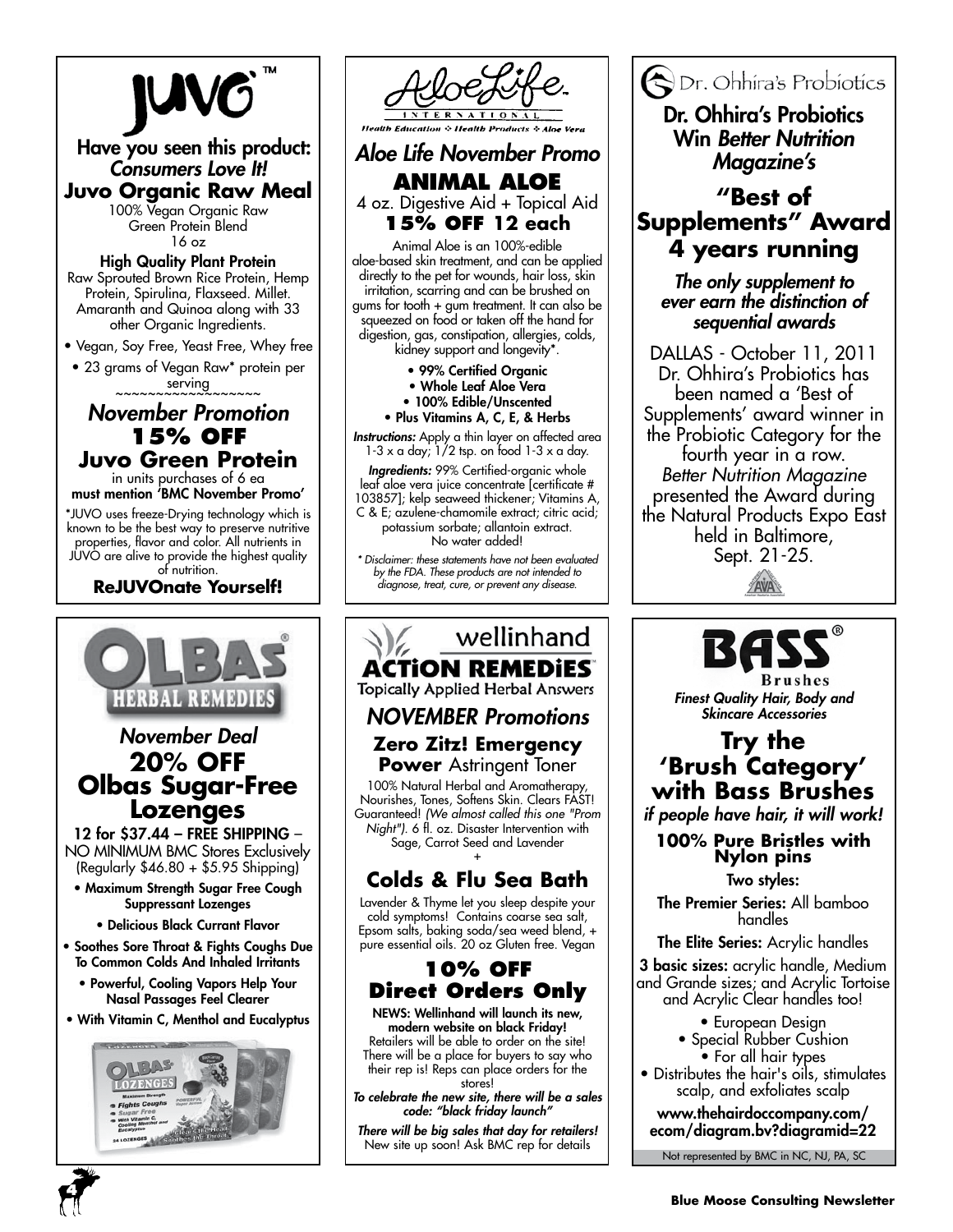# JUVO™

## Have you seen this product: *Consumers Love It!*

## Juvo Organic Raw Meal

100% Vegan Organic Raw Green Protein Blend
16 oz

**High Quality Plant Protein**
Raw Sprouted Brown Rice Protein, Hemp Protein, Spirulina, Flaxseed. Millet. Amaranth and Quinoa along with 33 other Organic Ingredients.

- Vegan, Soy Free, Yeast Free, Whey free
- 23 grams of Vegan Raw* protein per serving

~~~~~~~~~~~~~~~~~~

### *November Promotion*

## 15% OFF Juvo Green Protein

in units purchases of 6 ea
**must mention 'BMC November Promo'**

*JUVO uses freeze-Drying technology which is known to be the best way to preserve nutritive properties, flavor and color. All nutrients in JUVO are alive to provide the highest quality of nutrition.

**ReJUVOnate Yourself!**

---

# AloeLife International

Health Education ❖ Health Products ❖ Aloe Vera

### *Aloe Life November Promo*

## ANIMAL ALOE

4 oz. Digestive Aid + Topical Aid

**15% OFF 12 each**

Animal Aloe is an 100%-edible aloe-based skin treatment, and can be applied directly to the pet for wounds, hair loss, skin irritation, scarring and can be brushed on gums for tooth + gum treatment. It can also be squeezed on food or taken off the hand for digestion, gas, constipation, allergies, colds, kidney support and longevity*.

- **99% Certified Organic**
- **Whole Leaf Aloe Vera**
- **100% Edible/Unscented**
- **Plus Vitamins A, C, E, & Herbs**

***Instructions:*** Apply a thin layer on affected area 1-3 x a day; 1/2 tsp. on food 1-3 x a day.

***Ingredients:*** 99% Certified-organic whole leaf aloe vera juice concentrate [certificate # 103857]; kelp seaweed thickener; Vitamins A, C & E; azulene-chamomile extract; citric acid; potassium sorbate; allantoin extract. No water added!

*\* Disclaimer: these statements have not been evaluated by the FDA. These products are not intended to diagnose, treat, cure, or prevent any disease.*

---

# Dr. Ohhira's Probiotics

## Dr. Ohhira's Probiotics Win *Better Nutrition Magazine's*

## "Best of Supplements" Award 4 years running

### *The only supplement to ever earn the distinction of sequential awards*

DALLAS - October 11, 2011 Dr. Ohhira's Probiotics has been named a 'Best of Supplements' award winner in the Probiotic Category for the fourth year in a row. *Better Nutrition Magazine* presented the Award during the Natural Products Expo East held in Baltimore, Sept. 21-25.

---

# OLBAS® HERBAL REMEDIES

### *November Deal*

## 20% OFF Olbas Sugar-Free Lozenges

**12 for $37.44 – FREE SHIPPING** – NO MINIMUM BMC Stores Exclusively (Regularly $46.80 + $5.95 Shipping)

- **Maximum Strength Sugar Free Cough Suppressant Lozenges**
- **Delicious Black Currant Flavor**
- **Soothes Sore Throat & Fights Coughs Due To Common Colds And Inhaled Irritants**
- **Powerful, Cooling Vapors Help Your Nasal Passages Feel Clearer**
- **With Vitamin C, Menthol and Eucalyptus**

---

# wellinhand ACTiON REMEDiES™

Topically Applied Herbal Answers

### *NOVEMBER Promotions*

## Zero Zitz! Emergency Power Astringent Toner

100% Natural Herbal and Aromatherapy, Nourishes, Tones, Softens Skin. Clears FAST! Guaranteed! *(We almost called this one "Prom Night").* 6 fl. oz. Disaster Intervention with Sage, Carrot Seed and Lavender

\+

## Colds & Flu Sea Bath

Lavender & Thyme let you sleep despite your cold symptoms! Contains coarse sea salt, Epsom salts, baking soda/sea weed blend, + pure essential oils. 20 oz Gluten free. Vegan

## 10% OFF Direct Orders Only

**NEWS: Wellinhand will launch its new, modern website on black Friday!**
Retailers will be able to order on the site! There will be a place for buyers to say who their rep is! Reps can place orders for the stores!

*To celebrate the new site, there will be a sales code: "black friday launch"*

***There will be big sales that day for retailers!*** New site up soon! Ask BMC rep for details

---

# BASS® Brushes

*Finest Quality Hair, Body and Skincare Accessories*

## Try the 'Brush Category' with Bass Brushes

*if people have hair, it will work!*

### 100% Pure Bristles with Nylon pins

**Two styles:**

**The Premier Series:** All bamboo handles

**The Elite Series:** Acrylic handles

**3 basic sizes:** acrylic handle, Medium and Grande sizes; and Acrylic Tortoise and Acrylic Clear handles too!

- European Design
- Special Rubber Cushion
- For all hair types
- Distributes the hair's oils, stimulates scalp, and exfoliates scalp

**www.thehairdoccompany.com/ecom/diagram.bv?diagramid=22**

Not represented by BMC in NC, NJ, PA, SC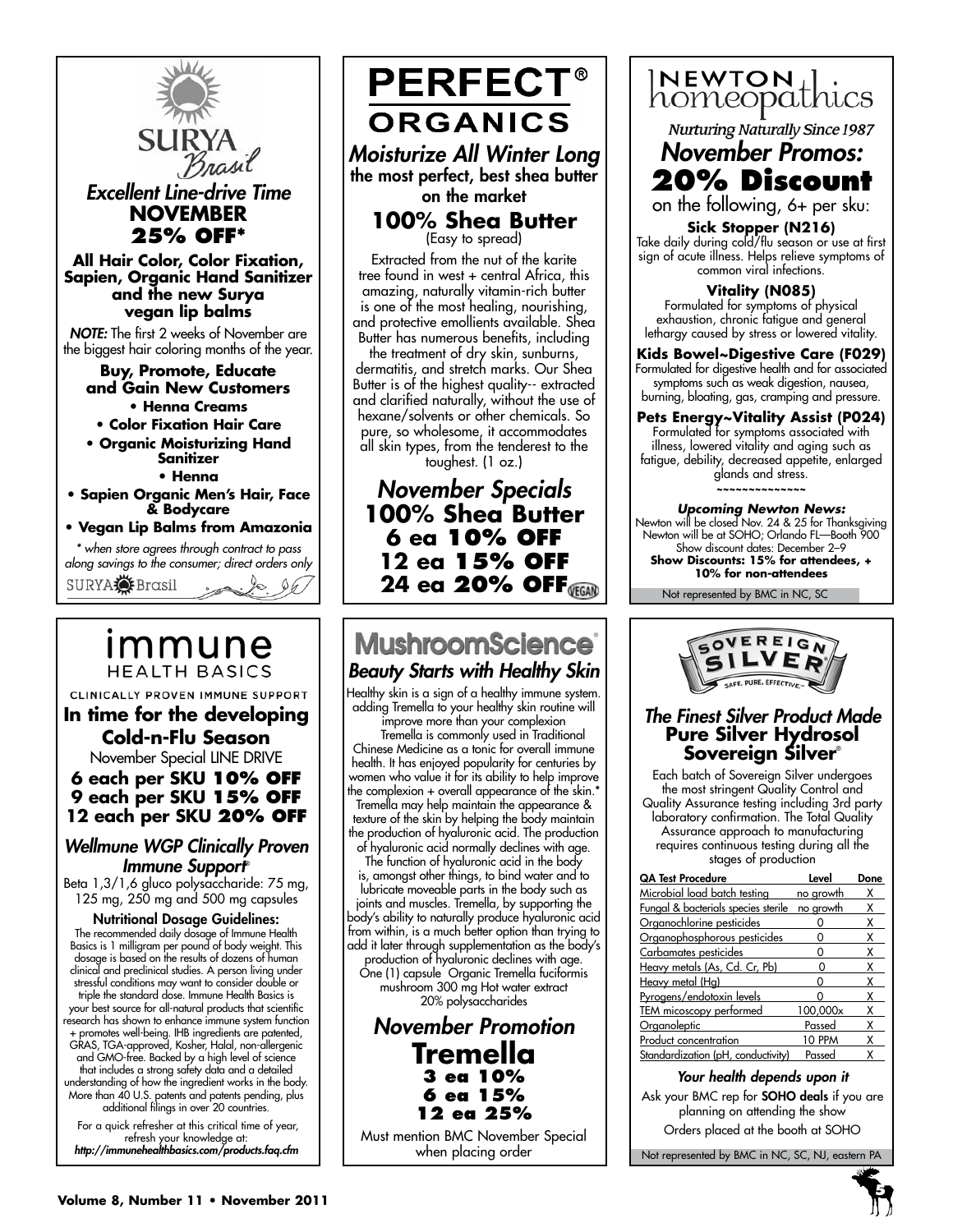## SURYA Brasil

### *Excellent Line-drive Time*

### NOVEMBER
### 25% OFF*

**All Hair Color, Color Fixation, Sapien, Organic Hand Sanitizer and the new Surya vegan lip balms**

***NOTE:*** The first 2 weeks of November are the biggest hair coloring months of the year.

**Buy, Promote, Educate and Gain New Customers**

- **Henna Creams**
- **Color Fixation Hair Care**
- **Organic Moisturizing Hand Sanitizer**
- **Henna**
- **Sapien Organic Men's Hair, Face & Bodycare**
- **Vegan Lip Balms from Amazonia**

*\* when store agrees through contract to pass along savings to the consumer; direct orders only*

SURYA Brasil

---

## PERFECT® ORGANICS

### *Moisturize All Winter Long*

**the most perfect, best shea butter on the market**

### 100% Shea Butter
(Easy to spread)

Extracted from the nut of the karite tree found in west + central Africa, this amazing, naturally vitamin-rich butter is one of the most healing, nourishing, and protective emollients available. Shea Butter has numerous benefits, including the treatment of dry skin, sunburns, dermatitis, and stretch marks. Our Shea Butter is of the highest quality-- extracted and clarified naturally, without the use of hexane/solvents or other chemicals. So pure, so wholesome, it accommodates all skin types, from the tenderest to the toughest. (1 oz.)

### *November Specials*
### 100% Shea Butter
**6 ea 10% OFF**
**12 ea 15% OFF**
**24 ea 20% OFF**

VEGAN

---

## NEWTON homeopathics

*Nurturing Naturally Since 1987*

### *November Promos:*
### 20% Discount
on the following, 6+ per sku:

**Sick Stopper (N216)**
Take daily during cold/flu season or use at first sign of acute illness. Helps relieve symptoms of common viral infections.

**Vitality (N085)**
Formulated for symptoms of physical exhaustion, chronic fatigue and general lethargy caused by stress or lowered vitality.

**Kids Bowel~Digestive Care (F029)**
Formulated for digestive health and for associated symptoms such as weak digestion, nausea, burning, bloating, gas, cramping and pressure.

**Pets Energy~Vitality Assist (P024)**
Formulated for symptoms associated with illness, lowered vitality and aging such as fatigue, debility, decreased appetite, enlarged glands and stress.

~~~~~~~~~~~~~~

***Upcoming Newton News:***
Newton will be closed Nov. 24 & 25 for Thanksgiving
Newton will be at SOHO; Orlando FL—Booth 900
Show discount dates: December 2–9
**Show Discounts: 15% for attendees, + 10% for non-attendees**

Not represented by BMC in NC, SC

---

## immune HEALTH BASICS

CLINICALLY PROVEN IMMUNE SUPPORT

### In time for the developing Cold-n-Flu Season

November Special LINE DRIVE

**6 each per SKU 10% OFF**
**9 each per SKU 15% OFF**
**12 each per SKU 20% OFF**

### *Wellmune WGP Clinically Proven Immune Support®*

Beta 1,3/1,6 gluco polysaccharide: 75 mg, 125 mg, 250 mg and 500 mg capsules

**Nutritional Dosage Guidelines:**

The recommended daily dosage of Immune Health Basics is 1 milligram per pound of body weight. This dosage is based on the results of dozens of human clinical and preclinical studies. A person living under stressful conditions may want to consider double or triple the standard dose. Immune Health Basics is your best source for all-natural products that scientific research has shown to enhance immune system function + promotes well-being. IHB ingredients are patented, GRAS, TGA-approved, Kosher, Halal, non-allergenic and GMO-free. Backed by a high level of science that includes a strong safety data and a detailed understanding of how the ingredient works in the body. More than 40 U.S. patents and patents pending, plus additional filings in over 20 countries.

For a quick refresher at this critical time of year, refresh your knowledge at:
***http://immunehealthbasics.com/products.faq.cfm***

---

## MushroomScience®

### *Beauty Starts with Healthy Skin*

Healthy skin is a sign of a healthy immune system. adding Tremella to your healthy skin routine will improve more than your complexion

Tremella is commonly used in Traditional Chinese Medicine as a tonic for overall immune health. It has enjoyed popularity for centuries by women who value it for its ability to help improve the complexion + overall appearance of the skin.* Tremella may help maintain the appearance & texture of the skin by helping the body maintain the production of hyaluronic acid. The production of hyaluronic acid normally declines with age. The function of hyaluronic acid in the body is, amongst other things, to bind water and to lubricate moveable parts in the body such as joints and muscles. Tremella, by supporting the body's ability to naturally produce hyaluronic acid from within, is a much better option than trying to add it later through supplementation as the body's production of hyaluronic declines with age.

One (1) capsule Organic Tremella fuciformis mushroom 300 mg Hot water extract 20% polysaccharides

### *November Promotion*
### Tremella
**3 ea 10%**
**6 ea 15%**
**12 ea 25%**

Must mention BMC November Special when placing order

---

## SOVEREIGN SILVER

SAFE. PURE. EFFECTIVE.

### *The Finest Silver Product Made*
### Pure Silver Hydrosol Sovereign Silver®

Each batch of Sovereign Silver undergoes the most stringent Quality Control and Quality Assurance testing including 3rd party laboratory confirmation. The Total Quality Assurance approach to manufacturing requires continuous testing during all the stages of production

| QA Test Procedure | Level | Done |
|---|---|---|
| Microbial load batch testing | no growth | X |
| Fungal & bacterials species sterile | no growth | X |
| Organochlorine pesticides | 0 | X |
| Organophosphorous pesticides | 0 | X |
| Carbamates pesticides | 0 | X |
| Heavy metals (As, Cd. Cr, Pb) | 0 | X |
| Heavy metal (Hg) | 0 | X |
| Pyrogens/endotoxin levels | 0 | X |
| TEM micoscopy performed | 100,000x | X |
| Organoleptic | Passed | X |
| Product concentration | 10 PPM | X |
| Standardization (pH, conductivity) | Passed | X |

*Your health depends upon it*

Ask your BMC rep for **SOHO deals** if you are planning on attending the show

Orders placed at the booth at SOHO

Not represented by BMC in NC, SC, NJ, eastern PA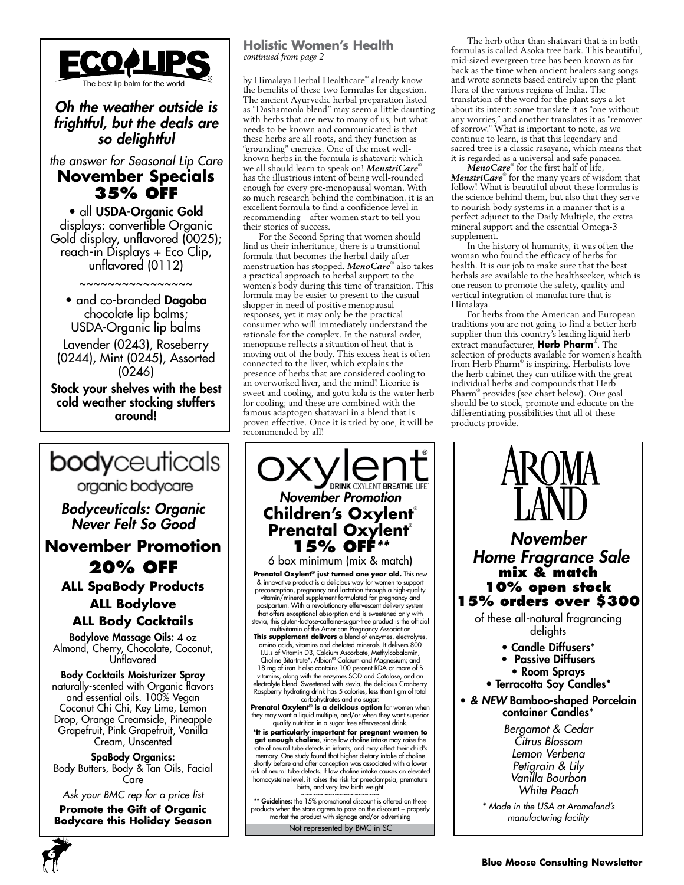## ECO LIPS

The best lip balm for the world

*Oh the weather outside is frightful, but the deals are so delightful*

*the answer for Seasonal Lip Care*

**November Specials**

**35% OFF**

- all **USDA-Organic Gold** displays: convertible Organic Gold display, unflavored (0025); reach-in Displays + Eco Clip, unflavored (0112)

~~~~~~~~~~~~~~~~

- and co-branded **Dagoba** chocolate lip balms; USDA-Organic lip balms

Lavender (0243), Roseberry (0244), Mint (0245), Assorted (0246)

**Stock your shelves with the best cold weather stocking stuffers around!**

## Holistic Women's Health

*continued from page 2*

by Himalaya Herbal Healthcare® already know the benefits of these two formulas for digestion. The ancient Ayurvedic herbal preparation listed as "Dashamoola blend" may seem a little daunting with herbs that are new to many of us, but what needs to be known and communicated is that these herbs are all roots, and they function as "grounding" energies. One of the most well-known herbs in the formula is shatavari: which we all should learn to speak on! ***MenstriCare***® has the illustrious intent of being well-rounded enough for every pre-menopausal woman. With so much research behind the combination, it is an excellent formula to find a confidence level in recommending—after women start to tell you their stories of success.

For the Second Spring that women should find as their inheritance, there is a transitional formula that becomes the herbal daily after menstruation has stopped. ***MenoCare***® also takes a practical approach to herbal support to the women's body during this time of transition. This formula may be easier to present to the casual shopper in need of positive menopausal responses, yet it may only be the practical consumer who will immediately understand the rationale for the complex. In the natural order, menopause reflects a situation of heat that is moving out of the body. This excess heat is often connected to the liver, which explains the presence of herbs that are considered cooling to an overworked liver, and the mind! Licorice is sweet and cooling, and gotu kola is the water herb for cooling; and these are combined with the famous adaptogen shatavari in a blend that is proven effective. Once it is tried by one, it will be recommended by all!

The herb other than shatavari that is in both formulas is called Asoka tree bark. This beautiful, mid-sized evergreen tree has been known as far back as the time when ancient healers sang songs and wrote sonnets based entirely upon the plant flora of the various regions of India. The translation of the word for the plant says a lot about its intent: some translate it as "one without any worries," and another translates it as "remover of sorrow." What is important to note, as we continue to learn, is that this legendary and sacred tree is a classic rasayana, which means that it is regarded as a universal and safe panacea.

***MenoCare***® for the first half of life, ***MenstriCare***® for the many years of wisdom that follow! What is beautiful about these formulas is the science behind them, but also that they serve to nourish body systems in a manner that is a perfect adjunct to the Daily Multiple, the extra mineral support and the essential Omega-3 supplement.

In the history of humanity, it was often the woman who found the efficacy of herbs for health. It is our job to make sure that the best herbals are available to the healthseeker, which is one reason to promote the safety, quality and vertical integration of manufacture that is Himalaya.

For herbs from the American and European traditions you are not going to find a better herb supplier than this country's leading liquid herb extract manufacturer, **Herb Pharm**®. The selection of products available for women's health from Herb Pharm® is inspiring. Herbalists love the herb cabinet they can utilize with the great individual herbs and compounds that Herb Pharm® provides (see chart below). Our goal should be to stock, promote and educate on the differentiating possibilities that all of these products provide.

## bodyceuticals

organic bodycare

*Bodyceuticals: Organic Never Felt So Good*

**November Promotion**

**20% OFF**

**ALL SpaBody Products**

**ALL Bodylove**

**ALL Body Cocktails**

**Bodylove Massage Oils:** 4 oz Almond, Cherry, Chocolate, Coconut, Unflavored

**Body Cocktails Moisturizer Spray** naturally-scented with Organic flavors and essential oils. 100% Vegan Coconut Chi Chi, Key Lime, Lemon Drop, Orange Creamsicle, Pineapple Grapefruit, Pink Grapefruit, Vanilla Cream, Unscented

**SpaBody Organics:** Body Butters, Body & Tan Oils, Facial Care

*Ask your BMC rep for a price list*

**Promote the Gift of Organic Bodycare this Holiday Season**

## oxylent®

DRINK OXYLENT BREATHE LIFE™

*November Promotion*

**Children's Oxylent®**

**Prenatal Oxylent®**

**15% OFF\*\***

6 box minimum (mix & match)

**Prenatal Oxylent® just turned one year old.** This new & innovative product is a delicious way for women to support preconception, pregnancy and lactation through a high-quality vitamin/mineral supplement formulated for pregnancy and postpartum. With a revolutionary effervescent delivery system that offers exceptional absorption and is sweetened only with stevia, this gluten-lactose-caffeine-sugar-free product is the official multivitamin of the American Pregnancy Association

**This supplement delivers** a blend of enzymes, electrolytes, amino acids, vitamins and chelated minerals. It delivers 800 I.U.s of Vitamin D3, Calcium Ascorbate, Methylcobalamin, Choline Bitartrate\*, Albion® Calcium and Magnesium; and 18 mg of iron It also contains 100 percent RDA or more of B vitamins, along with the enzymes SOD and Catalase, and an electrolyte blend. Sweetened with stevia, the delicious Cranberry Raspberry hydrating drink has 5 calories, less than 1 gm of total carbohydrates and no sugar.

**Prenatal Oxylent® is a delicious option** for women when they may want a liquid multiple, and/or when they want superior quality nutrition in a sugar-free effervescent drink.

**\*It is particularly important for pregnant women to get enough choline**, since low choline intake may raise the rate of neural tube defects in infants, and may affect their child's memory. One study found that higher dietary intake of choline shortly before and after conception was associated with a lower risk of neural tube defects. If low choline intake causes an elevated homocysteine level, it raises the risk for preeclampsia, premature birth, and very low birth weight

~~~~~~~~~~~~~~~~~~~~

\*\* **Guidelines:** the 15% promotional discount is offered on these products when the store agrees to pass on the discount + properly market the product with signage and/or advertising

Not represented by BMC in SC

## AROMA LAND

*November Home Fragrance Sale*

**mix & match**

**10% open stock**

**15% orders over $300**

of these all-natural fragrancing delights

- **Candle Diffusers\***
- **Passive Diffusers**
- **Room Sprays**
- **Terracotta Soy Candles\***
- ***& NEW* Bamboo-shaped Porcelain container Candles\***

*Bergamot & Cedar*
*Citrus Blossom*
*Lemon Verbena*
*Petigrain & Lily*
*Vanilla Bourbon*
*White Peach*

*\* Made in the USA at Aromaland's manufacturing facility*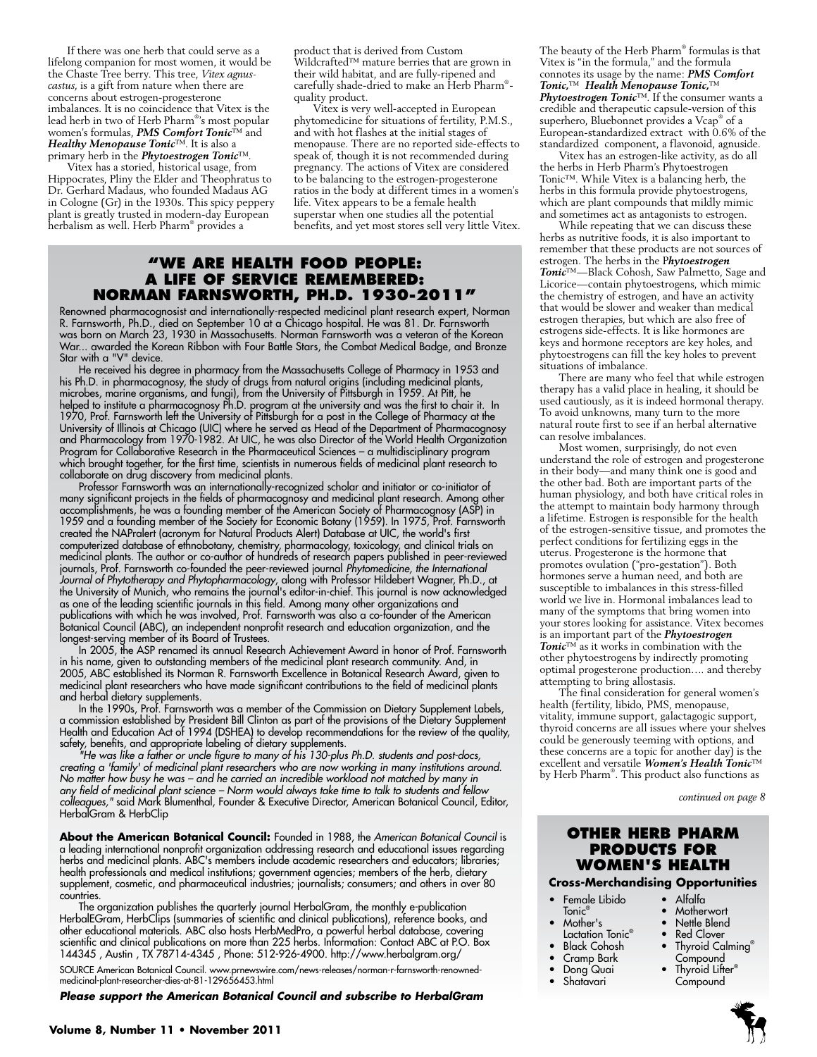If there was one herb that could serve as a lifelong companion for most women, it would be the Chaste Tree berry. This tree, *Vitex agnus-castus*, is a gift from nature when there are concerns about estrogen-progesterone imbalances. It is no coincidence that Vitex is the lead herb in two of Herb Pharm®'s most popular women's formulas, ***PMS Comfort Tonic***™ and ***Healthy Menopause Tonic***™. It is also a primary herb in the ***Phytoestrogen Tonic***™.

Vitex has a storied, historical usage, from Hippocrates, Pliny the Elder and Theophratus to Dr. Gerhard Madaus, who founded Madaus AG in Cologne (Gr) in the 1930s. This spicy peppery plant is greatly trusted in modern-day European herbalism as well. Herb Pharm® provides a product that is derived from Custom Wildcrafted™ mature berries that are grown in their wild habitat, and are fully-ripened and carefully shade-dried to make an Herb Pharm®-quality product.

Vitex is very well-accepted in European phytomedicine for situations of fertility, P.M.S., and with hot flashes at the initial stages of menopause. There are no reported side-effects to speak of, though it is not recommended during pregnancy. The actions of Vitex are considered to be balancing to the estrogen-progesterone ratios in the body at different times in a women's life. Vitex appears to be a female health superstar when one studies all the potential benefits, and yet most stores sell very little Vitex.

The beauty of the Herb Pharm® formulas is that Vitex is "in the formula," and the formula connotes its usage by the name: ***PMS Comfort Tonic,***™ ***Health Menopause Tonic,***™ ***Phytoestrogen Tonic***™. If the consumer wants a credible and therapeutic capsule-version of this superhero, Bluebonnet provides a Vcap® of a European-standardized extract with 0.6% of the standardized component, a flavonoid, agnuside.

Vitex has an estrogen-like activity, as do all the herbs in Herb Pharm's Phytoestrogen Tonic™. While Vitex is a balancing herb, the herbs in this formula provide phytoestrogens, which are plant compounds that mildly mimic and sometimes act as antagonists to estrogen.

While repeating that we can discuss these herbs as nutritive foods, it is also important to remember that these products are not sources of estrogen. The herbs in the P***hytoestrogen Tonic***™—Black Cohosh, Saw Palmetto, Sage and Licorice—contain phytoestrogens, which mimic the chemistry of estrogen, and have an activity that would be slower and weaker than medical estrogen therapies, but which are also free of estrogens side-effects. It is like hormones are keys and hormone receptors are key holes, and phytoestrogens can fill the key holes to prevent situations of imbalance.

There are many who feel that while estrogen therapy has a valid place in healing, it should be used cautiously, as it is indeed hormonal therapy. To avoid unknowns, many turn to the more natural route first to see if an herbal alternative can resolve imbalances.

Most women, surprisingly, do not even understand the role of estrogen and progesterone in their body—and many think one is good and the other bad. Both are important parts of the human physiology, and both have critical roles in the attempt to maintain body harmony through a lifetime. Estrogen is responsible for the health of the estrogen-sensitive tissue, and promotes the perfect conditions for fertilizing eggs in the uterus. Progesterone is the hormone that promotes ovulation ("pro-gestation"). Both hormones serve a human need, and both are susceptible to imbalances in this stress-filled world we live in. Hormonal imbalances lead to many of the symptoms that bring women into your stores looking for assistance. Vitex becomes is an important part of the ***Phytoestrogen Tonic***™ as it works in combination with the other phytoestrogens by indirectly promoting optimal progesterone production…. and thereby attempting to bring allostasis.

The final consideration for general women's health (fertility, libido, PMS, menopause, vitality, immune support, galactagogic support, thyroid concerns are all issues where your shelves could be generously teeming with options, and these concerns are a topic for another day) is the excellent and versatile ***Women's Health Tonic***™ by Herb Pharm®. This product also functions as

*continued on page 8*

## "WE ARE HEALTH FOOD PEOPLE: A LIFE OF SERVICE REMEMBERED: NORMAN FARNSWORTH, PH.D. 1930-2011"

Renowned pharmacognosist and internationally-respected medicinal plant research expert, Norman R. Farnsworth, Ph.D., died on September 10 at a Chicago hospital. He was 81. Dr. Farnsworth was born on March 23, 1930 in Massachusetts. Norman Farnsworth was a veteran of the Korean War... awarded the Korean Ribbon with Four Battle Stars, the Combat Medical Badge, and Bronze Star with a "V" device.

He received his degree in pharmacy from the Massachusetts College of Pharmacy in 1953 and his Ph.D. in pharmacognosy, the study of drugs from natural origins (including medicinal plants, microbes, marine organisms, and fungi), from the University of Pittsburgh in 1959. At Pitt, he helped to institute a pharmacognosy Ph.D. program at the university and was the first to chair it. In 1970, Prof. Farnsworth left the University of Pittsburgh for a post in the College of Pharmacy at the University of Illinois at Chicago (UIC) where he served as Head of the Department of Pharmacognosy and Pharmacology from 1970-1982. At UIC, he was also Director of the World Health Organization Program for Collaborative Research in the Pharmaceutical Sciences – a multidisciplinary program which brought together, for the first time, scientists in numerous fields of medicinal plant research to collaborate on drug discovery from medicinal plants.

Professor Farnsworth was an internationally-recognized scholar and initiator or co-initiator of many significant projects in the fields of pharmacognosy and medicinal plant research. Among other accomplishments, he was a founding member of the American Society of Pharmacognosy (ASP) in 1959 and a founding member of the Society for Economic Botany (1959). In 1975, Prof. Farnsworth created the NAPralert (acronym for Natural Products Alert) Database at UIC, the world's first computerized database of ethnobotany, chemistry, pharmacology, toxicology, and clinical trials on medicinal plants. The author or co-author of hundreds of research papers published in peer-reviewed journals, Prof. Farnsworth co-founded the peer-reviewed journal *Phytomedicine, the International Journal of Phytotherapy and Phytopharmacology*, along with Professor Hildebert Wagner, Ph.D., at the University of Munich, who remains the journal's editor-in-chief. This journal is now acknowledged as one of the leading scientific journals in this field. Among many other organizations and publications with which he was involved, Prof. Farnsworth was also a co-founder of the American Botanical Council (ABC), an independent nonprofit research and education organization, and the longest-serving member of its Board of Trustees.

In 2005, the ASP renamed its annual Research Achievement Award in honor of Prof. Farnsworth in his name, given to outstanding members of the medicinal plant research community. And, in 2005, ABC established its Norman R. Farnsworth Excellence in Botanical Research Award, given to medicinal plant researchers who have made significant contributions to the field of medicinal plants and herbal dietary supplements.

In the 1990s, Prof. Farnsworth was a member of the Commission on Dietary Supplement Labels, a commission established by President Bill Clinton as part of the provisions of the Dietary Supplement Health and Education Act of 1994 (DSHEA) to develop recommendations for the review of the quality, safety, benefits, and appropriate labeling of dietary supplements.

*"He was like a father or uncle figure to many of his 130-plus Ph.D. students and post-docs, creating a 'family' of medicinal plant researchers who are now working in many institutions around. No matter how busy he was – and he carried an incredible workload not matched by many in any field of medicinal plant science – Norm would always take time to talk to students and fellow colleagues,"* said Mark Blumenthal, Founder & Executive Director, American Botanical Council, Editor, HerbalGram & HerbClip

**About the American Botanical Council:** Founded in 1988, the *American Botanical Council* is a leading international nonprofit organization addressing research and educational issues regarding herbs and medicinal plants. ABC's members include academic researchers and educators; libraries; health professionals and medical institutions; government agencies; members of the herb, dietary supplement, cosmetic, and pharmaceutical industries; journalists; consumers; and others in over 80 countries.

The organization publishes the quarterly journal HerbalGram, the monthly e-publication HerbalEGram, HerbClips (summaries of scientific and clinical publications), reference books, and other educational materials. ABC also hosts HerbMedPro, a powerful herbal database, covering scientific and clinical publications on more than 225 herbs. Information: Contact ABC at P.O. Box 144345 , Austin , TX 78714-4345 , Phone: 512-926-4900. http://www.herbalgram.org/

SOURCE American Botanical Council. www.prnewswire.com/news-releases/norman-r-farnsworth-renowned-medicinal-plant-researcher-dies-at-81-129656453.html

***Please support the American Botanical Council and subscribe to HerbalGram***

## OTHER HERB PHARM PRODUCTS FOR WOMEN'S HEALTH

**Cross-Merchandising Opportunities**

- Female Libido Tonic®
- Mother's Lactation Tonic®
- Black Cohosh
- Cramp Bark
- Dong Quai
- Shatavari
- Alfalfa
- Motherwort
- Nettle Blend
- Red Clover
- Thyroid Calming® Compound
- Thyroid Lifter® Compound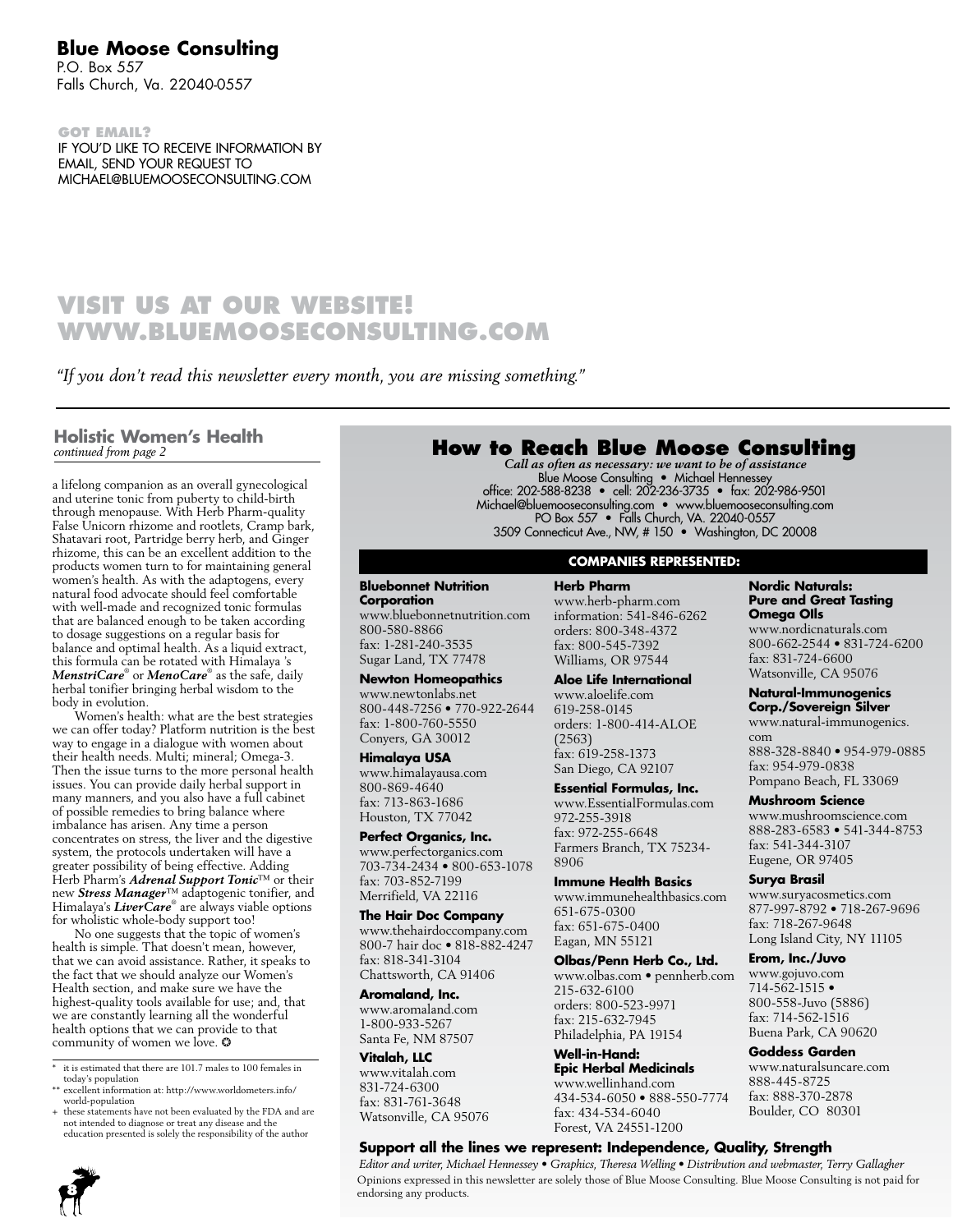## Blue Moose Consulting

P.O. Box 557
Falls Church, Va. 22040-0557

**GOT EMAIL?**
IF YOU'D LIKE TO RECEIVE INFORMATION BY EMAIL, SEND YOUR REQUEST TO MICHAEL@BLUEMOOSECONSULTING.COM

## VISIT US AT OUR WEBSITE! WWW.BLUEMOOSECONSULTING.COM

*"If you don't read this newsletter every month, you are missing something."*

---

### Holistic Women's Health

*continued from page 2*

a lifelong companion as an overall gynecological and uterine tonic from puberty to child-birth through menopause. With Herb Pharm-quality False Unicorn rhizome and rootlets, Cramp bark, Shatavari root, Partridge berry herb, and Ginger rhizome, this can be an excellent addition to the products women turn to for maintaining general women's health. As with the adaptogens, every natural food advocate should feel comfortable with well-made and recognized tonic formulas that are balanced enough to be taken according to dosage suggestions on a regular basis for balance and optimal health. As a liquid extract, this formula can be rotated with Himalaya 's ***MenstriCare***® or ***MenoCare***® as the safe, daily herbal tonifier bringing herbal wisdom to the body in evolution.

Women's health: what are the best strategies we can offer today? Platform nutrition is the best way to engage in a dialogue with women about their health needs. Multi; mineral; Omega-3. Then the issue turns to the more personal health issues. You can provide daily herbal support in many manners, and you also have a full cabinet of possible remedies to bring balance where imbalance has arisen. Any time a person concentrates on stress, the liver and the digestive system, the protocols undertaken will have a greater possibility of being effective. Adding Herb Pharm's ***Adrenal Support Tonic***™ or their new ***Stress Manager***™ adaptogenic tonifier, and Himalaya's ***LiverCare***® are always viable options for wholistic whole-body support too!

No one suggests that the topic of women's health is simple. That doesn't mean, however, that we can avoid assistance. Rather, it speaks to the fact that we should analyze our Women's Health section, and make sure we have the highest-quality tools available for use; and, that we are constantly learning all the wonderful health options that we can provide to that community of women we love. ❂

\* it is estimated that there are 101.7 males to 100 females in today's population

\*\* excellent information at: http://www.worldometers.info/world-population

\+ these statements have not been evaluated by the FDA and are not intended to diagnose or treat any disease and the education presented is solely the responsibility of the author

## How to Reach Blue Moose Consulting

***Call as often as necessary: we want to be of assistance***

Blue Moose Consulting • Michael Hennessey
office: 202-588-8238 • cell: 202-236-3735 • fax: 202-986-9501
Michael@bluemooseconsulting.com • www.bluemooseconsulting.com
PO Box 557 • Falls Church, VA. 22040-0557
3509 Connecticut Ave., NW, # 150 • Washington, DC 20008

### COMPANIES REPRESENTED:

**Bluebonnet Nutrition Corporation**
www.bluebonnetnutrition.com
800-580-8866
fax: 1-281-240-3535
Sugar Land, TX 77478

**Newton Homeopathics**
www.newtonlabs.net
800-448-7256 • 770-922-2644
fax: 1-800-760-5550
Conyers, GA 30012

**Himalaya USA**
www.himalayausa.com
800-869-4640
fax: 713-863-1686
Houston, TX 77042

**Perfect Organics, Inc.**
www.perfectorganics.com
703-734-2434 • 800-653-1078
fax: 703-852-7199
Merrifield, VA 22116

**The Hair Doc Company**
www.thehairdoccompany.com
800-7 hair doc • 818-882-4247
fax: 818-341-3104
Chattsworth, CA 91406

**Aromaland, Inc.**
www.aromaland.com
1-800-933-5267
Santa Fe, NM 87507

**Vitalah, LLC**
www.vitalah.com
831-724-6300
fax: 831-761-3648
Watsonville, CA 95076

**Herb Pharm**
www.herb-pharm.com
information: 541-846-6262
orders: 800-348-4372
fax: 800-545-7392
Williams, OR 97544

**Aloe Life International**
www.aloelife.com
619-258-0145
orders: 1-800-414-ALOE (2563)
fax: 619-258-1373
San Diego, CA 92107

**Essential Formulas, Inc.**
www.EssentialFormulas.com
972-255-3918
fax: 972-255-6648
Farmers Branch, TX 75234-8906

**Immune Health Basics**
www.immunehealthbasics.com
651-675-0300
fax: 651-675-0400
Eagan, MN 55121

**Olbas/Penn Herb Co., Ltd.**
www.olbas.com • pennherb.com
215-632-6100
orders: 800-523-9971
fax: 215-632-7945
Philadelphia, PA 19154

**Well-in-Hand: Epic Herbal Medicinals**
www.wellinhand.com
434-534-6050 • 888-550-7774
fax: 434-534-6040
Forest, VA 24551-1200

**Nordic Naturals: Pure and Great Tasting Omega OIls**
www.nordicnaturals.com
800-662-2544 • 831-724-6200
fax: 831-724-6600
Watsonville, CA 95076

**Natural-Immunogenics Corp./Sovereign Silver**
www.natural-immunogenics.com
888-328-8840 • 954-979-0885
fax: 954-979-0838
Pompano Beach, FL 33069

**Mushroom Science**
www.mushroomscience.com
888-283-6583 • 541-344-8753
fax: 541-344-3107
Eugene, OR 97405

**Surya Brasil**
www.suryacosmetics.com
877-997-8792 • 718-267-9696
fax: 718-267-9648
Long Island City, NY 11105

**Erom, Inc./Juvo**
www.gojuvo.com
714-562-1515 •
800-558-Juvo (5886)
fax: 714-562-1516
Buena Park, CA 90620

**Goddess Garden**
www.naturalsuncare.com
888-445-8725
fax: 888-370-2878
Boulder, CO 80301

**Support all the lines we represent: Independence, Quality, Strength**

*Editor and writer, Michael Hennessey • Graphics, Theresa Welling • Distribution and webmaster, Terry Gallagher*

Opinions expressed in this newsletter are solely those of Blue Moose Consulting. Blue Moose Consulting is not paid for endorsing any products.